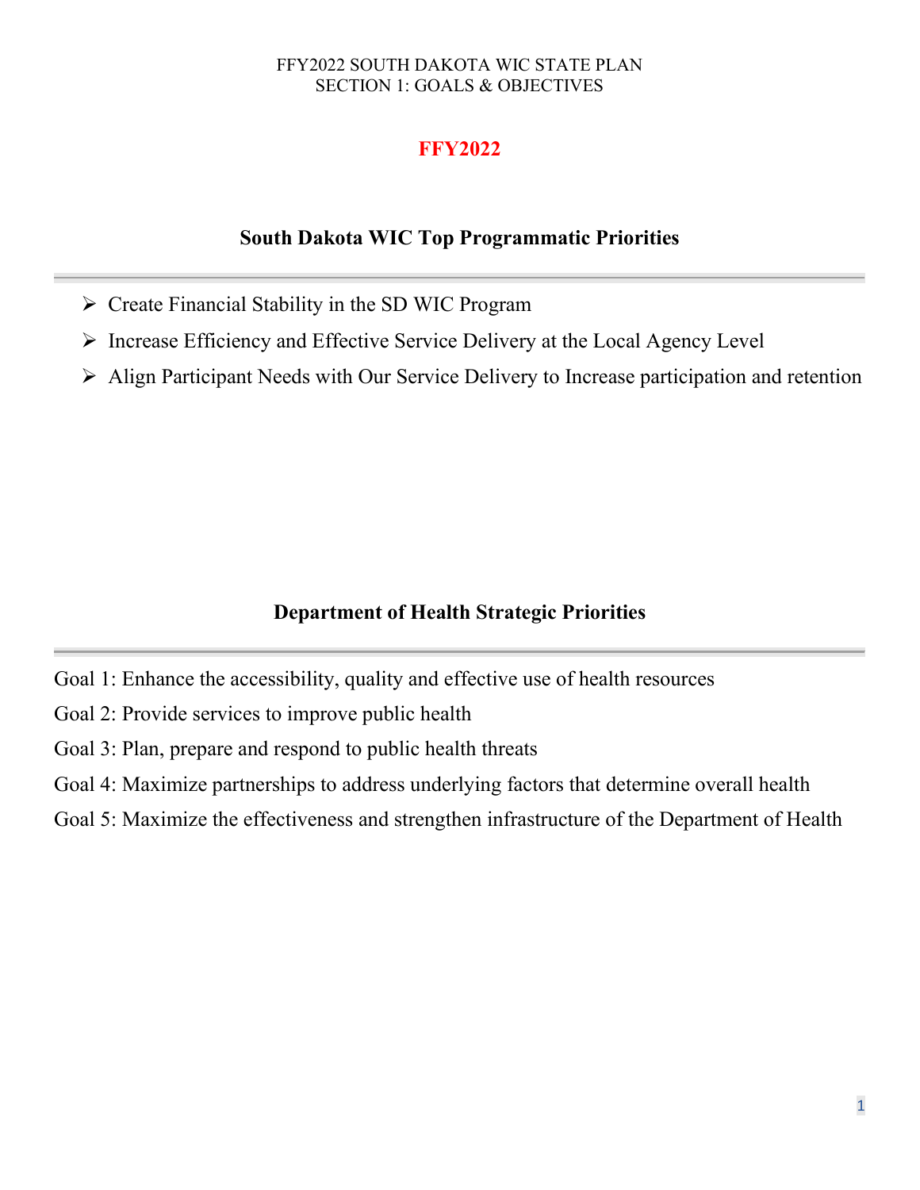# FFY2022

## South Dakota WIC Top Programmatic Priorities

- Create Financial Stability in the SD WIC Program
- Increase Efficiency and Effective Service Delivery at the Local Agency Level
- Align Participant Needs with Our Service Delivery to Increase participation and retention

## Department of Health Strategic Priorities

Goal 1: Enhance the accessibility, quality and effective use of health resources

Goal 2: Provide services to improve public health

Goal 3: Plan, prepare and respond to public health threats

Goal 4: Maximize partnerships to address underlying factors that determine overall health

Goal 5: Maximize the effectiveness and strengthen infrastructure of the Department of Health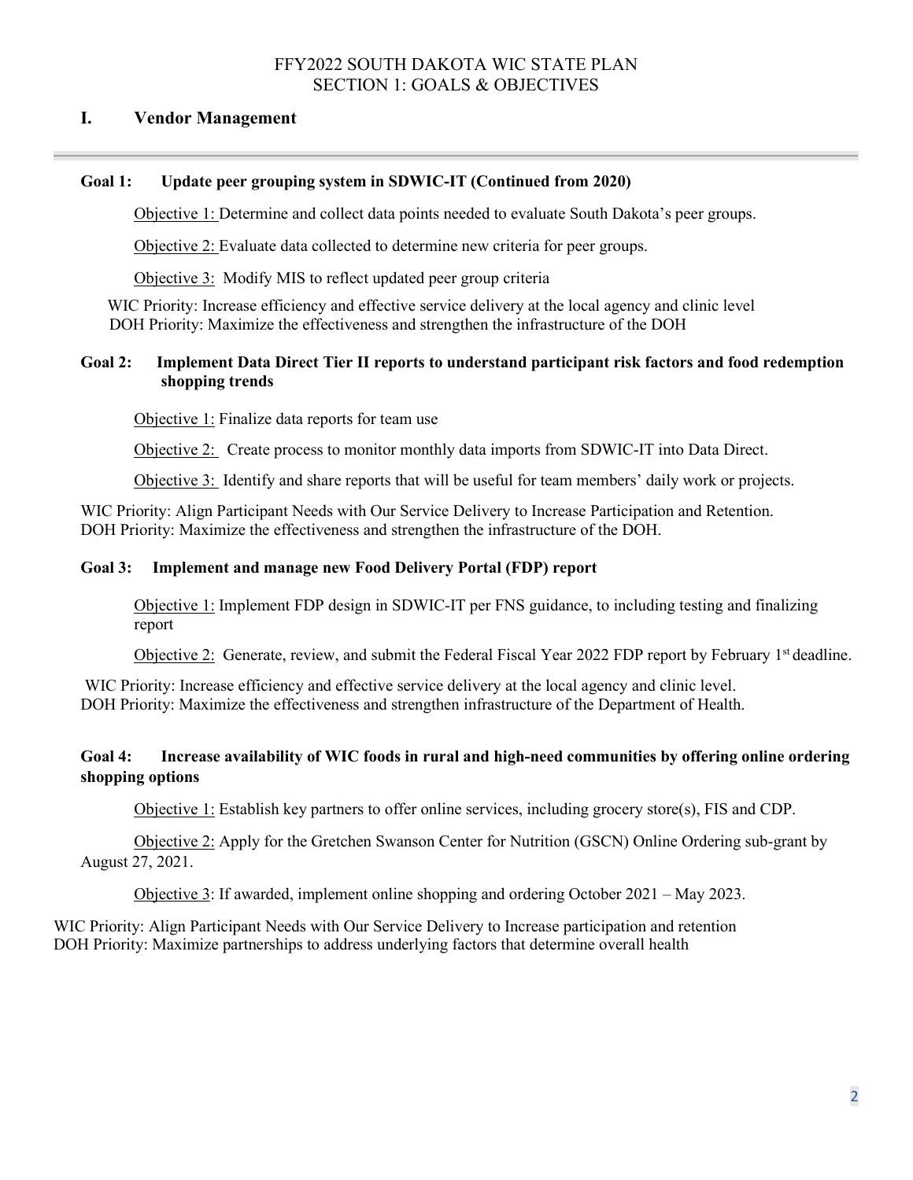FFY2022 SOUTH DAKOTA WIC STATE PLAN
SECTION 1: GOALS & OBJECTIVES

## I. Vendor Management

---

**Goal 1: Update peer grouping system in SDWIC-IT (Continued from 2020)**

Objective 1: Determine and collect data points needed to evaluate South Dakota's peer groups.

Objective 2: Evaluate data collected to determine new criteria for peer groups.

Objective 3: Modify MIS to reflect updated peer group criteria

WIC Priority: Increase efficiency and effective service delivery at the local agency and clinic level
DOH Priority: Maximize the effectiveness and strengthen the infrastructure of the DOH

**Goal 2: Implement Data Direct Tier II reports to understand participant risk factors and food redemption shopping trends**

Objective 1: Finalize data reports for team use

Objective 2: Create process to monitor monthly data imports from SDWIC-IT into Data Direct.

Objective 3: Identify and share reports that will be useful for team members' daily work or projects.

WIC Priority: Align Participant Needs with Our Service Delivery to Increase Participation and Retention.
DOH Priority: Maximize the effectiveness and strengthen the infrastructure of the DOH.

**Goal 3: Implement and manage new Food Delivery Portal (FDP) report**

Objective 1: Implement FDP design in SDWIC-IT per FNS guidance, to including testing and finalizing report

Objective 2: Generate, review, and submit the Federal Fiscal Year 2022 FDP report by February 1st deadline.

WIC Priority: Increase efficiency and effective service delivery at the local agency and clinic level.
DOH Priority: Maximize the effectiveness and strengthen infrastructure of the Department of Health.

**Goal 4: Increase availability of WIC foods in rural and high-need communities by offering online ordering shopping options**

Objective 1: Establish key partners to offer online services, including grocery store(s), FIS and CDP.

Objective 2: Apply for the Gretchen Swanson Center for Nutrition (GSCN) Online Ordering sub-grant by August 27, 2021.

Objective 3: If awarded, implement online shopping and ordering October 2021 – May 2023.

WIC Priority: Align Participant Needs with Our Service Delivery to Increase participation and retention
DOH Priority: Maximize partnerships to address underlying factors that determine overall health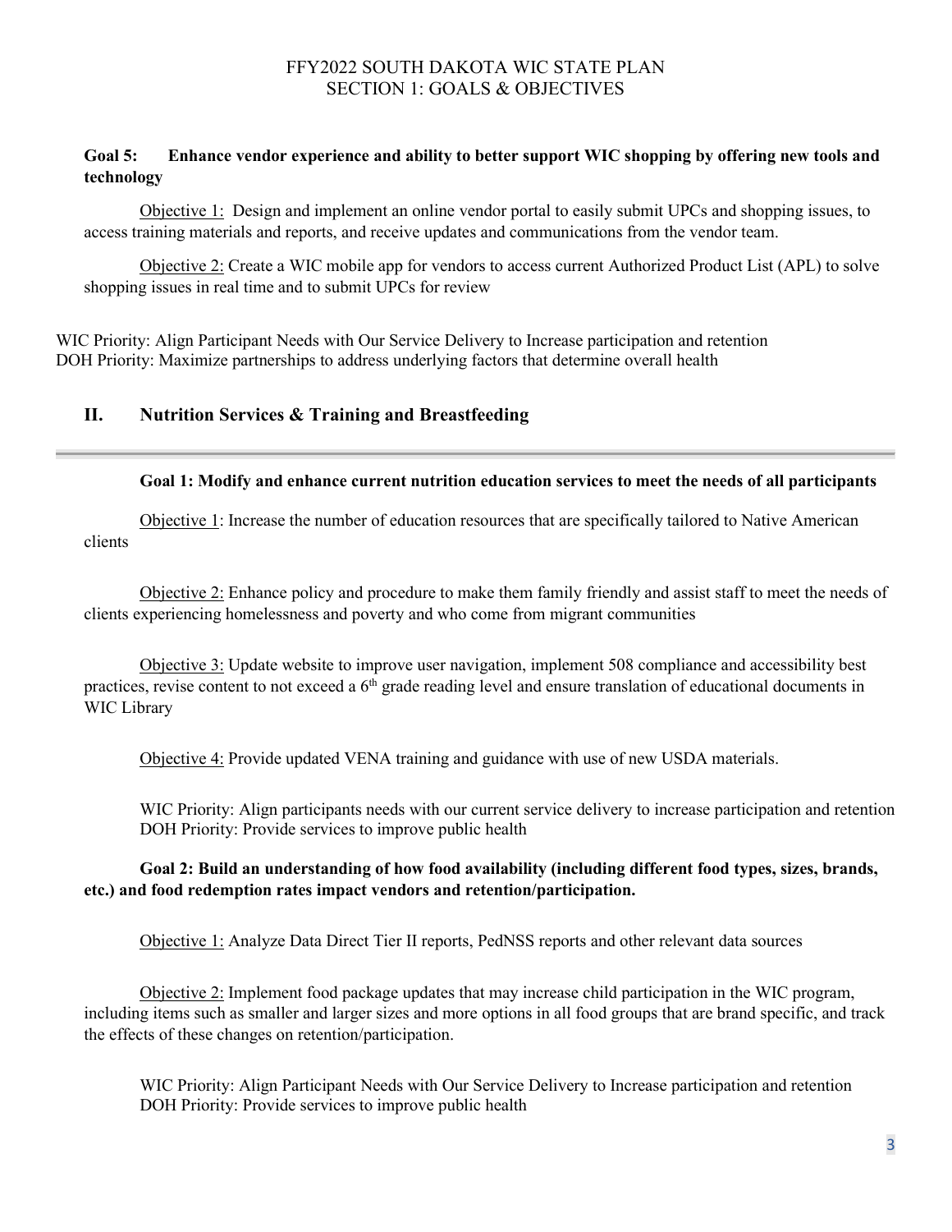**Goal 5: Enhance vendor experience and ability to better support WIC shopping by offering new tools and technology**

Objective 1: Design and implement an online vendor portal to easily submit UPCs and shopping issues, to access training materials and reports, and receive updates and communications from the vendor team.

Objective 2: Create a WIC mobile app for vendors to access current Authorized Product List (APL) to solve shopping issues in real time and to submit UPCs for review

WIC Priority: Align Participant Needs with Our Service Delivery to Increase participation and retention
DOH Priority: Maximize partnerships to address underlying factors that determine overall health

## II. Nutrition Services & Training and Breastfeeding

**Goal 1: Modify and enhance current nutrition education services to meet the needs of all participants**

Objective 1: Increase the number of education resources that are specifically tailored to Native American clients

Objective 2: Enhance policy and procedure to make them family friendly and assist staff to meet the needs of clients experiencing homelessness and poverty and who come from migrant communities

Objective 3: Update website to improve user navigation, implement 508 compliance and accessibility best practices, revise content to not exceed a 6th grade reading level and ensure translation of educational documents in WIC Library

Objective 4: Provide updated VENA training and guidance with use of new USDA materials.

WIC Priority: Align participants needs with our current service delivery to increase participation and retention
DOH Priority: Provide services to improve public health

**Goal 2: Build an understanding of how food availability (including different food types, sizes, brands, etc.) and food redemption rates impact vendors and retention/participation.**

Objective 1: Analyze Data Direct Tier II reports, PedNSS reports and other relevant data sources

Objective 2: Implement food package updates that may increase child participation in the WIC program, including items such as smaller and larger sizes and more options in all food groups that are brand specific, and track the effects of these changes on retention/participation.

WIC Priority: Align Participant Needs with Our Service Delivery to Increase participation and retention
DOH Priority: Provide services to improve public health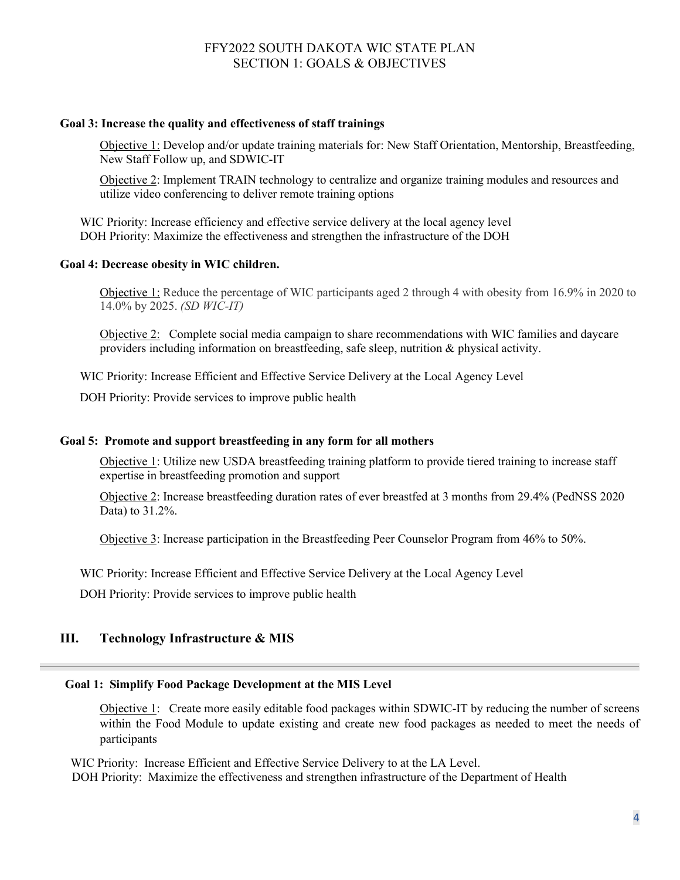**Goal 3: Increase the quality and effectiveness of staff trainings**

Objective 1: Develop and/or update training materials for: New Staff Orientation, Mentorship, Breastfeeding, New Staff Follow up, and SDWIC-IT

Objective 2: Implement TRAIN technology to centralize and organize training modules and resources and utilize video conferencing to deliver remote training options

WIC Priority: Increase efficiency and effective service delivery at the local agency level
DOH Priority: Maximize the effectiveness and strengthen the infrastructure of the DOH

**Goal 4: Decrease obesity in WIC children.**

Objective 1: Reduce the percentage of WIC participants aged 2 through 4 with obesity from 16.9% in 2020 to 14.0% by 2025. *(SD WIC-IT)*

Objective 2: Complete social media campaign to share recommendations with WIC families and daycare providers including information on breastfeeding, safe sleep, nutrition & physical activity.

WIC Priority: Increase Efficient and Effective Service Delivery at the Local Agency Level

DOH Priority: Provide services to improve public health

**Goal 5: Promote and support breastfeeding in any form for all mothers**

Objective 1: Utilize new USDA breastfeeding training platform to provide tiered training to increase staff expertise in breastfeeding promotion and support

Objective 2: Increase breastfeeding duration rates of ever breastfed at 3 months from 29.4% (PedNSS 2020 Data) to 31.2%.

Objective 3: Increase participation in the Breastfeeding Peer Counselor Program from 46% to 50%.

WIC Priority: Increase Efficient and Effective Service Delivery at the Local Agency Level

DOH Priority: Provide services to improve public health

## III. Technology Infrastructure & MIS

**Goal 1: Simplify Food Package Development at the MIS Level**

Objective 1: Create more easily editable food packages within SDWIC-IT by reducing the number of screens within the Food Module to update existing and create new food packages as needed to meet the needs of participants

WIC Priority: Increase Efficient and Effective Service Delivery to at the LA Level.
DOH Priority: Maximize the effectiveness and strengthen infrastructure of the Department of Health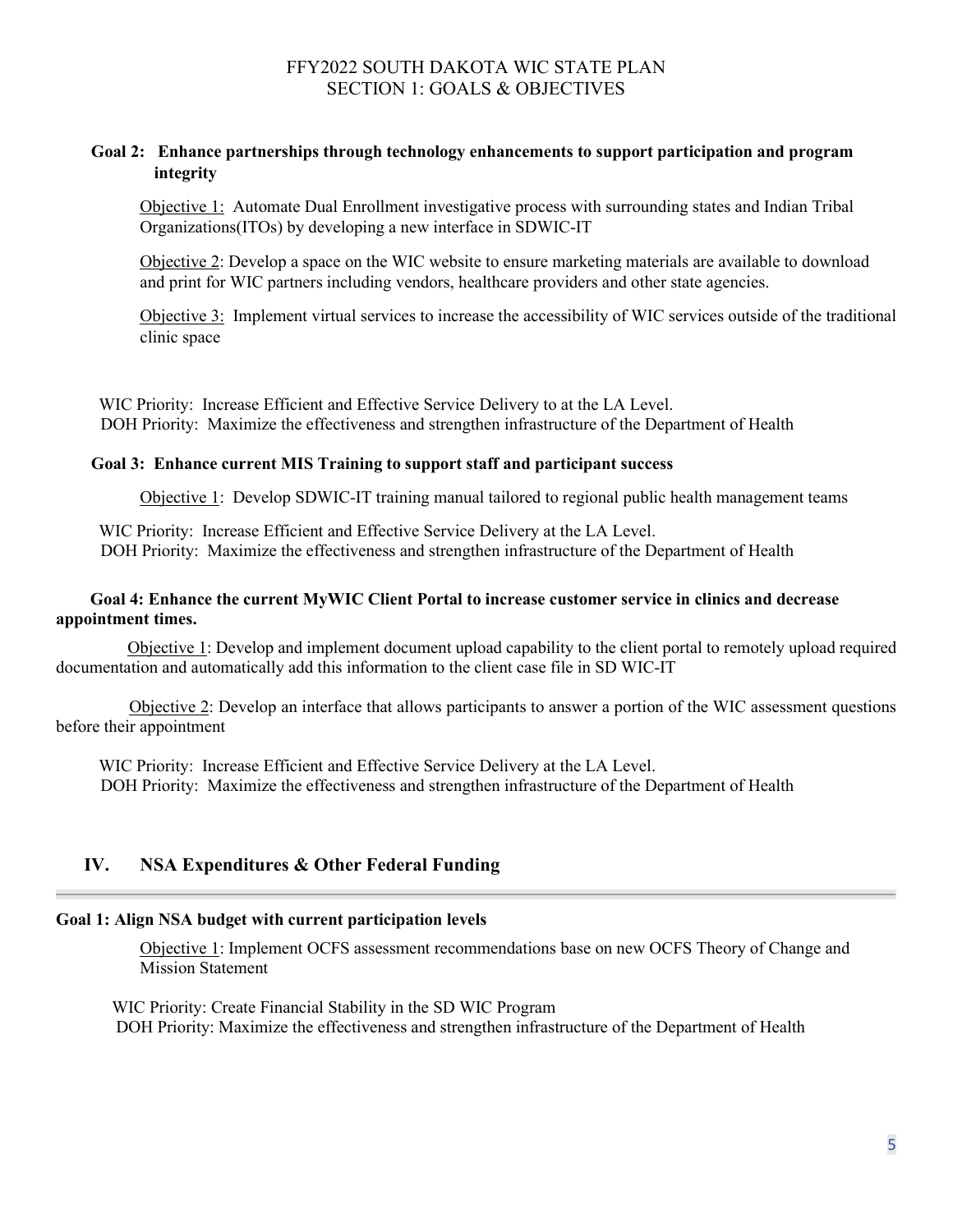**Goal 2: Enhance partnerships through technology enhancements to support participation and program integrity**

Objective 1: Automate Dual Enrollment investigative process with surrounding states and Indian Tribal Organizations(ITOs) by developing a new interface in SDWIC-IT

Objective 2: Develop a space on the WIC website to ensure marketing materials are available to download and print for WIC partners including vendors, healthcare providers and other state agencies.

Objective 3: Implement virtual services to increase the accessibility of WIC services outside of the traditional clinic space

WIC Priority: Increase Efficient and Effective Service Delivery to at the LA Level.
DOH Priority: Maximize the effectiveness and strengthen infrastructure of the Department of Health

**Goal 3: Enhance current MIS Training to support staff and participant success**

Objective 1: Develop SDWIC-IT training manual tailored to regional public health management teams

WIC Priority: Increase Efficient and Effective Service Delivery at the LA Level.
DOH Priority: Maximize the effectiveness and strengthen infrastructure of the Department of Health

**Goal 4: Enhance the current MyWIC Client Portal to increase customer service in clinics and decrease appointment times.**

Objective 1: Develop and implement document upload capability to the client portal to remotely upload required documentation and automatically add this information to the client case file in SD WIC-IT

Objective 2: Develop an interface that allows participants to answer a portion of the WIC assessment questions before their appointment

WIC Priority: Increase Efficient and Effective Service Delivery at the LA Level.
DOH Priority: Maximize the effectiveness and strengthen infrastructure of the Department of Health

## IV. NSA Expenditures & Other Federal Funding

**Goal 1: Align NSA budget with current participation levels**

Objective 1: Implement OCFS assessment recommendations base on new OCFS Theory of Change and Mission Statement

WIC Priority: Create Financial Stability in the SD WIC Program
DOH Priority: Maximize the effectiveness and strengthen infrastructure of the Department of Health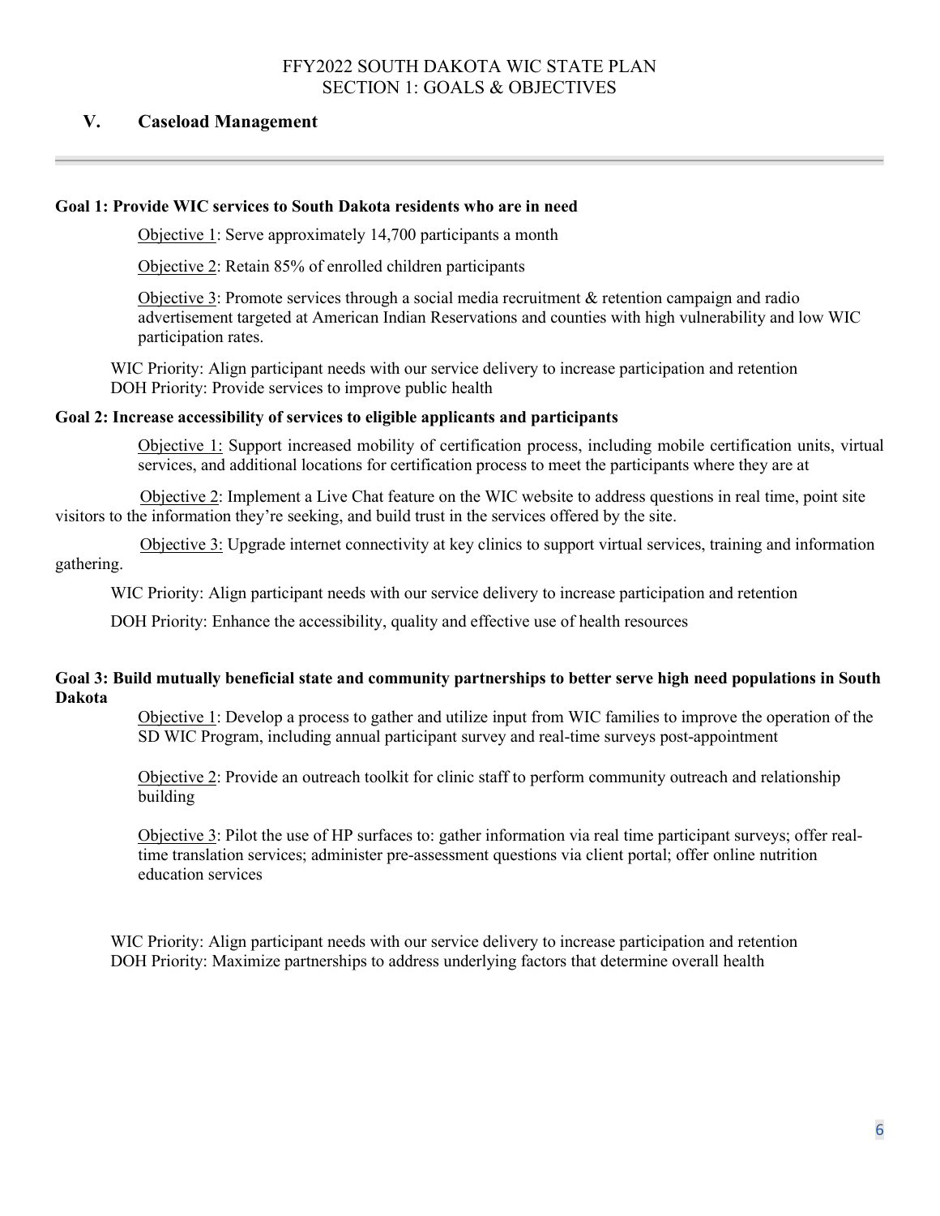FFY2022 SOUTH DAKOTA WIC STATE PLAN
SECTION 1: GOALS & OBJECTIVES

## V. Caseload Management

**Goal 1: Provide WIC services to South Dakota residents who are in need**

Objective 1: Serve approximately 14,700 participants a month

Objective 2: Retain 85% of enrolled children participants

Objective 3: Promote services through a social media recruitment & retention campaign and radio advertisement targeted at American Indian Reservations and counties with high vulnerability and low WIC participation rates.

WIC Priority: Align participant needs with our service delivery to increase participation and retention
DOH Priority: Provide services to improve public health

**Goal 2: Increase accessibility of services to eligible applicants and participants**

Objective 1: Support increased mobility of certification process, including mobile certification units, virtual services, and additional locations for certification process to meet the participants where they are at

Objective 2: Implement a Live Chat feature on the WIC website to address questions in real time, point site visitors to the information they're seeking, and build trust in the services offered by the site.

Objective 3: Upgrade internet connectivity at key clinics to support virtual services, training and information gathering.

WIC Priority: Align participant needs with our service delivery to increase participation and retention

DOH Priority: Enhance the accessibility, quality and effective use of health resources

**Goal 3: Build mutually beneficial state and community partnerships to better serve high need populations in South Dakota**

Objective 1: Develop a process to gather and utilize input from WIC families to improve the operation of the SD WIC Program, including annual participant survey and real-time surveys post-appointment

Objective 2: Provide an outreach toolkit for clinic staff to perform community outreach and relationship building

Objective 3: Pilot the use of HP surfaces to: gather information via real time participant surveys; offer real-time translation services; administer pre-assessment questions via client portal; offer online nutrition education services

WIC Priority: Align participant needs with our service delivery to increase participation and retention
DOH Priority: Maximize partnerships to address underlying factors that determine overall health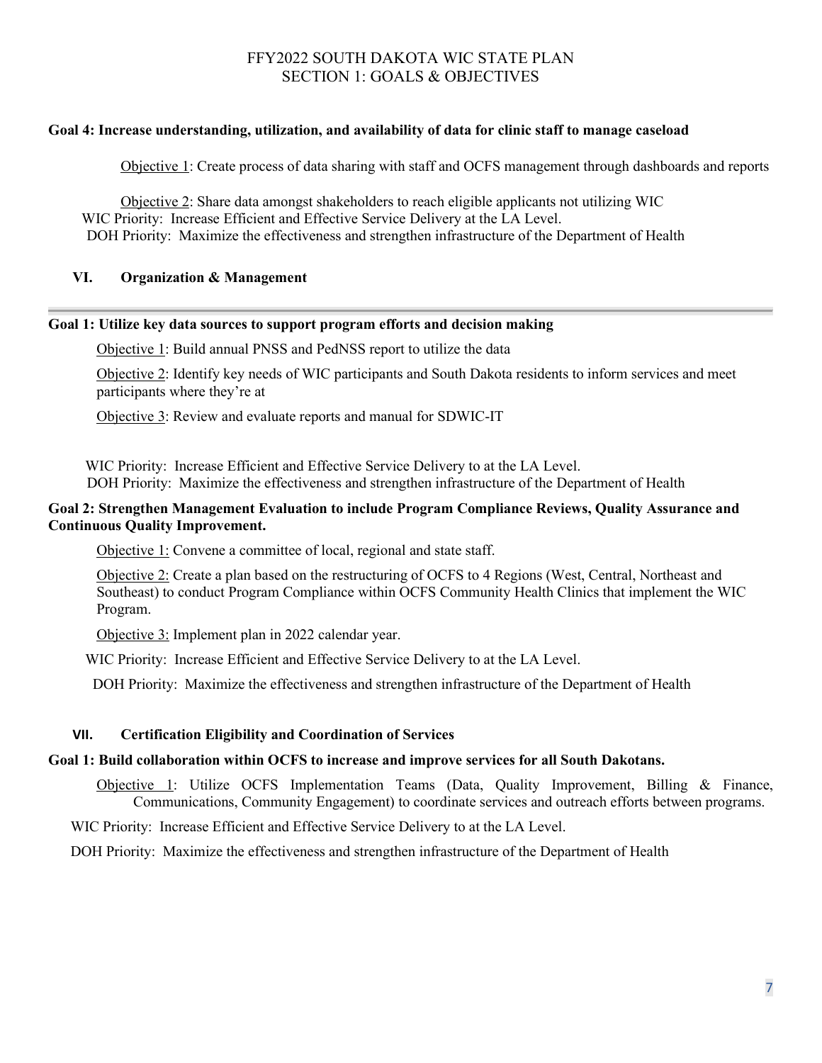**Goal 4: Increase understanding, utilization, and availability of data for clinic staff to manage caseload**

Objective 1: Create process of data sharing with staff and OCFS management through dashboards and reports

Objective 2: Share data amongst shakeholders to reach eligible applicants not utilizing WIC

WIC Priority: Increase Efficient and Effective Service Delivery at the LA Level.

DOH Priority: Maximize the effectiveness and strengthen infrastructure of the Department of Health

## VI. Organization & Management

---

**Goal 1: Utilize key data sources to support program efforts and decision making**

Objective 1: Build annual PNSS and PedNSS report to utilize the data

Objective 2: Identify key needs of WIC participants and South Dakota residents to inform services and meet participants where they're at

Objective 3: Review and evaluate reports and manual for SDWIC-IT

WIC Priority: Increase Efficient and Effective Service Delivery to at the LA Level.

DOH Priority: Maximize the effectiveness and strengthen infrastructure of the Department of Health

**Goal 2: Strengthen Management Evaluation to include Program Compliance Reviews, Quality Assurance and Continuous Quality Improvement.**

Objective 1: Convene a committee of local, regional and state staff.

Objective 2: Create a plan based on the restructuring of OCFS to 4 Regions (West, Central, Northeast and Southeast) to conduct Program Compliance within OCFS Community Health Clinics that implement the WIC Program.

Objective 3: Implement plan in 2022 calendar year.

WIC Priority: Increase Efficient and Effective Service Delivery to at the LA Level.

DOH Priority: Maximize the effectiveness and strengthen infrastructure of the Department of Health

## VII. Certification Eligibility and Coordination of Services

**Goal 1: Build collaboration within OCFS to increase and improve services for all South Dakotans.**

Objective 1: Utilize OCFS Implementation Teams (Data, Quality Improvement, Billing & Finance, Communications, Community Engagement) to coordinate services and outreach efforts between programs.

WIC Priority: Increase Efficient and Effective Service Delivery to at the LA Level.

DOH Priority: Maximize the effectiveness and strengthen infrastructure of the Department of Health